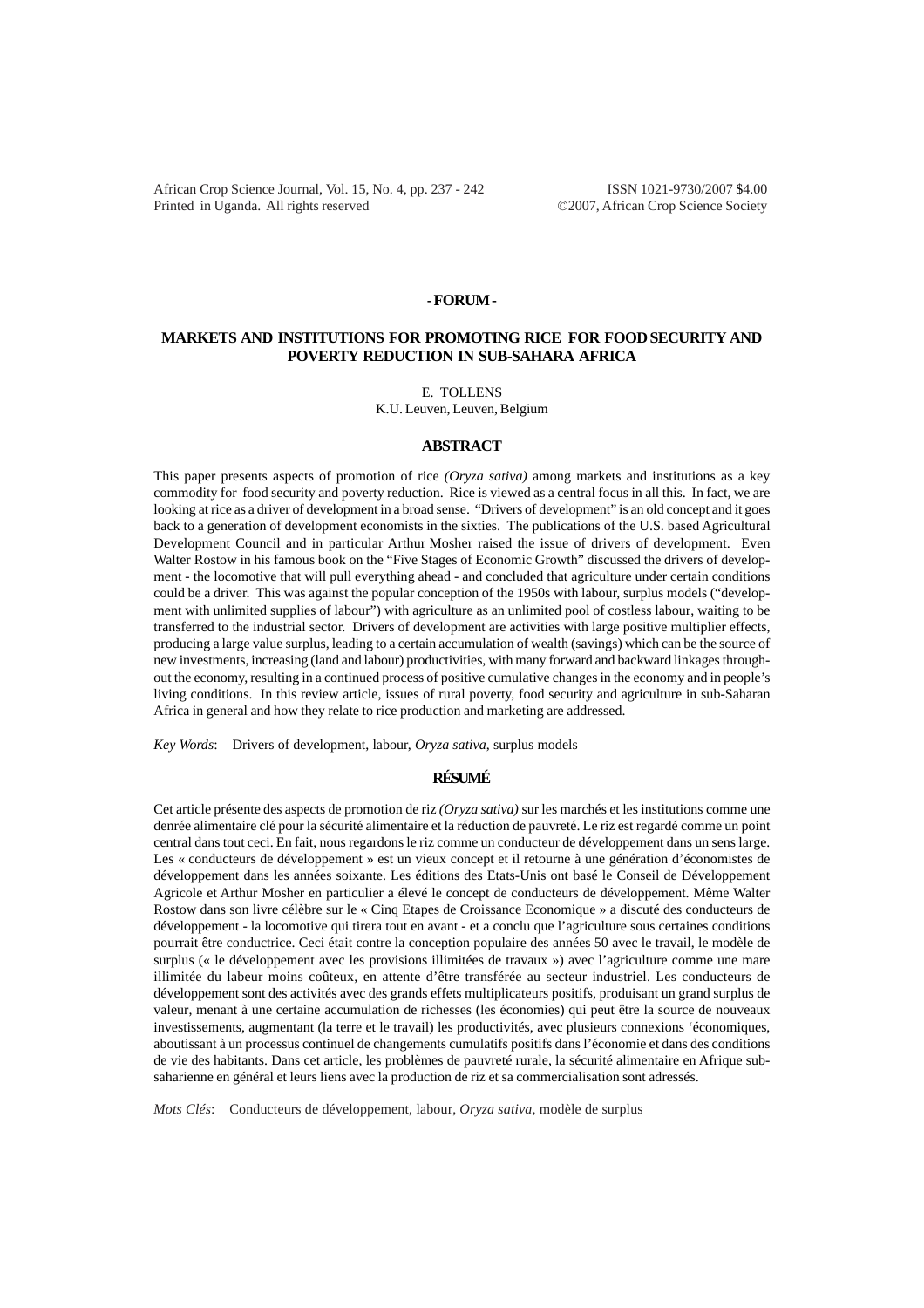- FORUM -

# MARKETS AND INSTITUTIONS FOR PROMOTING RICE FOR FOOD SECURITY AND POVERTY REDUCTION IN SUB-SAHARA AFRICA

E. TOLLENS

K.U. Leuven, Leuven, Belgium

## ABSTRACT

This paper presents aspects of promotion of rice *(Oryza sativa)* among markets and institutions as a key commodity for food security and poverty reduction. Rice is viewed as a central focus in all this. In fact, we are looking at rice as a driver of development in a broad sense. "Drivers of development" is an old concept and it goes back to a generation of development economists in the sixties. The publications of the U.S. based Agricultural Development Council and in particular Arthur Mosher raised the issue of drivers of development. Even Walter Rostow in his famous book on the "Five Stages of Economic Growth" discussed the drivers of development - the locomotive that will pull everything ahead - and concluded that agriculture under certain conditions could be a driver. This was against the popular conception of the 1950s with labour, surplus models ("development with unlimited supplies of labour") with agriculture as an unlimited pool of costless labour, waiting to be transferred to the industrial sector. Drivers of development are activities with large positive multiplier effects, producing a large value surplus, leading to a certain accumulation of wealth (savings) which can be the source of new investments, increasing (land and labour) productivities, with many forward and backward linkages throughout the economy, resulting in a continued process of positive cumulative changes in the economy and in people's living conditions. In this review article, issues of rural poverty, food security and agriculture in sub-Saharan Africa in general and how they relate to rice production and marketing are addressed.

*Key Words*: Drivers of development, labour, *Oryza sativa*, surplus models

## RÉSUMÉ

Cet article présente des aspects de promotion de riz *(Oryza sativa)* sur les marchés et les institutions comme une denrée alimentaire clé pour la sécurité alimentaire et la réduction de pauvreté. Le riz est regardé comme un point central dans tout ceci. En fait, nous regardons le riz comme un conducteur de développement dans un sens large. Les « conducteurs de développement » est un vieux concept et il retourne à une génération d'économistes de développement dans les années soixante. Les éditions des Etats-Unis ont basé le Conseil de Développement Agricole et Arthur Mosher en particulier a élevé le concept de conducteurs de développement. Même Walter Rostow dans son livre célèbre sur le « Cinq Etapes de Croissance Economique » a discuté des conducteurs de développement - la locomotive qui tirera tout en avant - et a conclu que l'agriculture sous certaines conditions pourrait être conductrice. Ceci était contre la conception populaire des années 50 avec le travail, le modèle de surplus (« le développement avec les provisions illimitées de travaux ») avec l'agriculture comme une mare illimitée du labeur moins coûteux, en attente d'être transférée au secteur industriel. Les conducteurs de développement sont des activités avec des grands effets multiplicateurs positifs, produisant un grand surplus de valeur, menant à une certaine accumulation de richesses (les économies) qui peut être la source de nouveaux investissements, augmentant (la terre et le travail) les productivités, avec plusieurs connexions 'économiques, aboutissant à un processus continuel de changements cumulatifs positifs dans l'économie et dans des conditions de vie des habitants. Dans cet article, les problèmes de pauvreté rurale, la sécurité alimentaire en Afrique subsaharienne en général et leurs liens avec la production de riz et sa commercialisation sont adressés.

*Mots Clés*: Conducteurs de développement, labour, *Oryza sativa*, modèle de surplus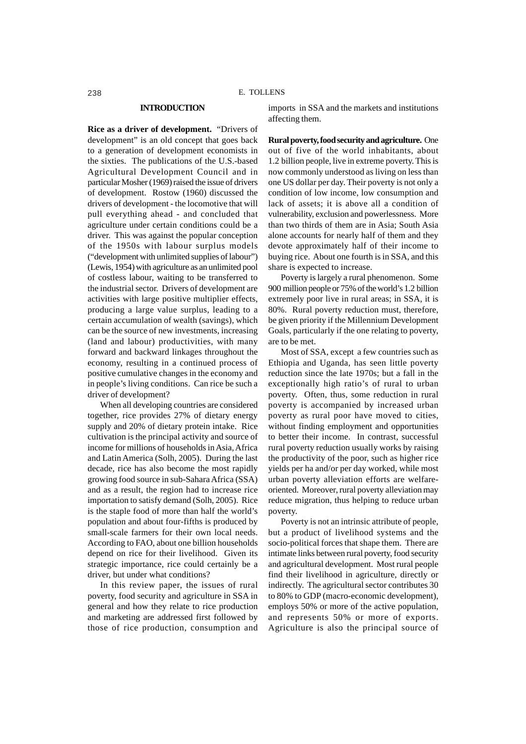## INTRODUCTION

**Rice as a driver of development.** "Drivers of development" is an old concept that goes back to a generation of development economists in the sixties. The publications of the U.S.-based Agricultural Development Council and in particular Mosher (1969) raised the issue of drivers of development. Rostow (1960) discussed the drivers of development - the locomotive that will pull everything ahead - and concluded that agriculture under certain conditions could be a driver. This was against the popular conception of the 1950s with labour surplus models ("development with unlimited supplies of labour") (Lewis, 1954) with agriculture as an unlimited pool of costless labour, waiting to be transferred to the industrial sector. Drivers of development are activities with large positive multiplier effects, producing a large value surplus, leading to a certain accumulation of wealth (savings), which can be the source of new investments, increasing (land and labour) productivities, with many forward and backward linkages throughout the economy, resulting in a continued process of positive cumulative changes in the economy and in people's living conditions. Can rice be such a driver of development?

When all developing countries are considered together, rice provides 27% of dietary energy supply and 20% of dietary protein intake. Rice cultivation is the principal activity and source of income for millions of households in Asia, Africa and Latin America (Solh, 2005). During the last decade, rice has also become the most rapidly growing food source in sub-Sahara Africa (SSA) and as a result, the region had to increase rice importation to satisfy demand (Solh, 2005). Rice is the staple food of more than half the world's population and about four-fifths is produced by small-scale farmers for their own local needs. According to FAO, about one billion households depend on rice for their livelihood. Given its strategic importance, rice could certainly be a driver, but under what conditions?

In this review paper, the issues of rural poverty, food security and agriculture in SSA in general and how they relate to rice production and marketing are addressed first followed by those of rice production, consumption and imports in SSA and the markets and institutions affecting them.

**Rural poverty, food security and agriculture.** One out of five of the world inhabitants, about 1.2 billion people, live in extreme poverty. This is now commonly understood as living on less than one US dollar per day. Their poverty is not only a condition of low income, low consumption and lack of assets; it is above all a condition of vulnerability, exclusion and powerlessness. More than two thirds of them are in Asia; South Asia alone accounts for nearly half of them and they devote approximately half of their income to buying rice. About one fourth is in SSA, and this share is expected to increase.

Poverty is largely a rural phenomenon. Some 900 million people or 75% of the world's 1.2 billion extremely poor live in rural areas; in SSA, it is 80%. Rural poverty reduction must, therefore, be given priority if the Millennium Development Goals, particularly if the one relating to poverty, are to be met.

Most of SSA, except a few countries such as Ethiopia and Uganda, has seen little poverty reduction since the late 1970s; but a fall in the exceptionally high ratio's of rural to urban poverty. Often, thus, some reduction in rural poverty is accompanied by increased urban poverty as rural poor have moved to cities, without finding employment and opportunities to better their income. In contrast, successful rural poverty reduction usually works by raising the productivity of the poor, such as higher rice yields per ha and/or per day worked, while most urban poverty alleviation efforts are welfare-oriented. Moreover, rural poverty alleviation may reduce migration, thus helping to reduce urban poverty.

Poverty is not an intrinsic attribute of people, but a product of livelihood systems and the socio-political forces that shape them. There are intimate links between rural poverty, food security and agricultural development. Most rural people find their livelihood in agriculture, directly or indirectly. The agricultural sector contributes 30 to 80% to GDP (macro-economic development), employs 50% or more of the active population, and represents 50% or more of exports. Agriculture is also the principal source of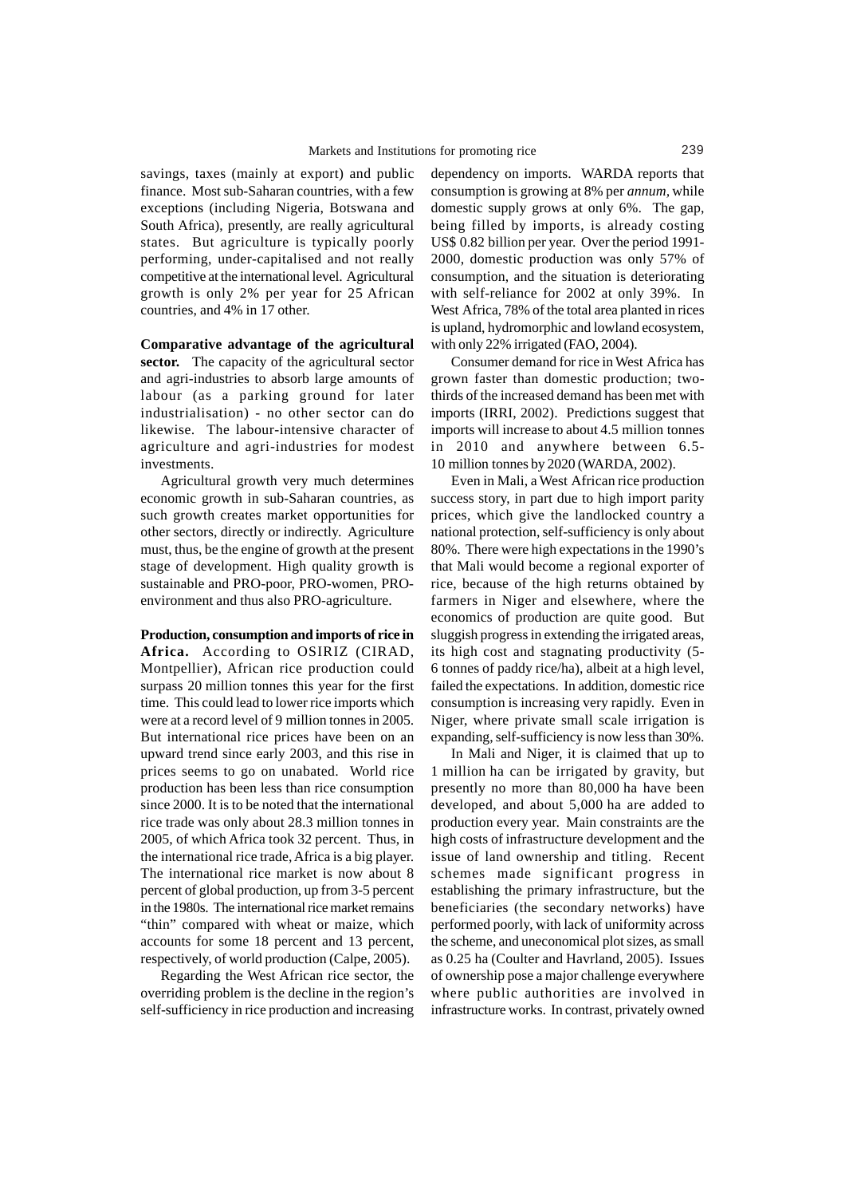savings, taxes (mainly at export) and public finance. Most sub-Saharan countries, with a few exceptions (including Nigeria, Botswana and South Africa), presently, are really agricultural states. But agriculture is typically poorly performing, under-capitalised and not really competitive at the international level. Agricultural growth is only 2% per year for 25 African countries, and 4% in 17 other.

**Comparative advantage of the agricultural sector.** The capacity of the agricultural sector and agri-industries to absorb large amounts of labour (as a parking ground for later industrialisation) - no other sector can do likewise. The labour-intensive character of agriculture and agri-industries for modest investments.

Agricultural growth very much determines economic growth in sub-Saharan countries, as such growth creates market opportunities for other sectors, directly or indirectly. Agriculture must, thus, be the engine of growth at the present stage of development. High quality growth is sustainable and PRO-poor, PRO-women, PRO-environment and thus also PRO-agriculture.

**Production, consumption and imports of rice in Africa.** According to OSIRIZ (CIRAD, Montpellier), African rice production could surpass 20 million tonnes this year for the first time. This could lead to lower rice imports which were at a record level of 9 million tonnes in 2005. But international rice prices have been on an upward trend since early 2003, and this rise in prices seems to go on unabated. World rice production has been less than rice consumption since 2000. It is to be noted that the international rice trade was only about 28.3 million tonnes in 2005, of which Africa took 32 percent. Thus, in the international rice trade, Africa is a big player. The international rice market is now about 8 percent of global production, up from 3-5 percent in the 1980s. The international rice market remains "thin" compared with wheat or maize, which accounts for some 18 percent and 13 percent, respectively, of world production (Calpe, 2005).

Regarding the West African rice sector, the overriding problem is the decline in the region's self-sufficiency in rice production and increasing dependency on imports. WARDA reports that consumption is growing at 8% per *annum*, while domestic supply grows at only 6%. The gap, being filled by imports, is already costing US$ 0.82 billion per year. Over the period 1991-2000, domestic production was only 57% of consumption, and the situation is deteriorating with self-reliance for 2002 at only 39%. In West Africa, 78% of the total area planted in rices is upland, hydromorphic and lowland ecosystem, with only 22% irrigated (FAO, 2004).

Consumer demand for rice in West Africa has grown faster than domestic production; two-thirds of the increased demand has been met with imports (IRRI, 2002). Predictions suggest that imports will increase to about 4.5 million tonnes in 2010 and anywhere between 6.5-10 million tonnes by 2020 (WARDA, 2002).

Even in Mali, a West African rice production success story, in part due to high import parity prices, which give the landlocked country a national protection, self-sufficiency is only about 80%. There were high expectations in the 1990's that Mali would become a regional exporter of rice, because of the high returns obtained by farmers in Niger and elsewhere, where the economics of production are quite good. But sluggish progress in extending the irrigated areas, its high cost and stagnating productivity (5-6 tonnes of paddy rice/ha), albeit at a high level, failed the expectations. In addition, domestic rice consumption is increasing very rapidly. Even in Niger, where private small scale irrigation is expanding, self-sufficiency is now less than 30%.

In Mali and Niger, it is claimed that up to 1 million ha can be irrigated by gravity, but presently no more than 80,000 ha have been developed, and about 5,000 ha are added to production every year. Main constraints are the high costs of infrastructure development and the issue of land ownership and titling. Recent schemes made significant progress in establishing the primary infrastructure, but the beneficiaries (the secondary networks) have performed poorly, with lack of uniformity across the scheme, and uneconomical plot sizes, as small as 0.25 ha (Coulter and Havrland, 2005). Issues of ownership pose a major challenge everywhere where public authorities are involved in infrastructure works. In contrast, privately owned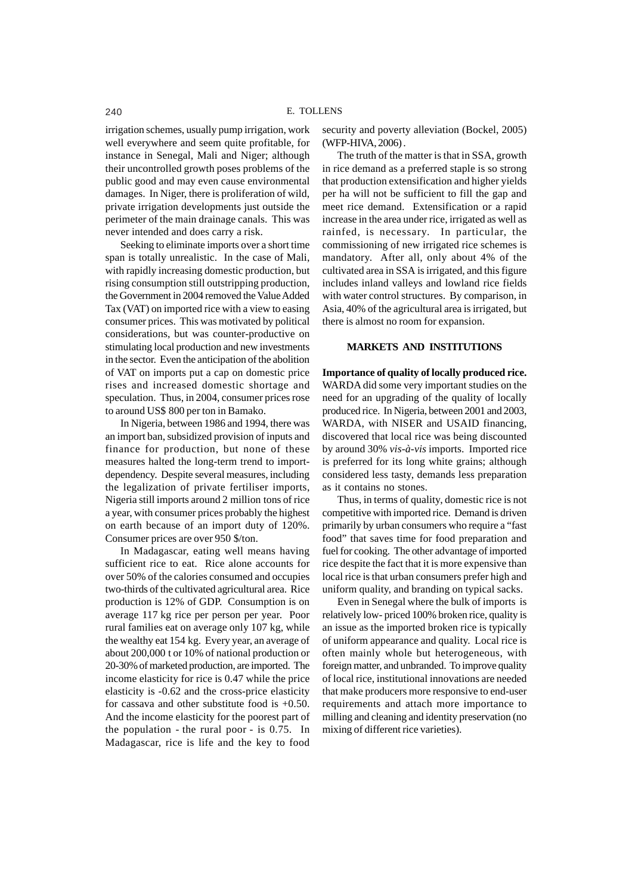irrigation schemes, usually pump irrigation, work well everywhere and seem quite profitable, for instance in Senegal, Mali and Niger; although their uncontrolled growth poses problems of the public good and may even cause environmental damages. In Niger, there is proliferation of wild, private irrigation developments just outside the perimeter of the main drainage canals. This was never intended and does carry a risk.

Seeking to eliminate imports over a short time span is totally unrealistic. In the case of Mali, with rapidly increasing domestic production, but rising consumption still outstripping production, the Government in 2004 removed the Value Added Tax (VAT) on imported rice with a view to easing consumer prices. This was motivated by political considerations, but was counter-productive on stimulating local production and new investments in the sector. Even the anticipation of the abolition of VAT on imports put a cap on domestic price rises and increased domestic shortage and speculation. Thus, in 2004, consumer prices rose to around US$ 800 per ton in Bamako.

In Nigeria, between 1986 and 1994, there was an import ban, subsidized provision of inputs and finance for production, but none of these measures halted the long-term trend to import-dependency. Despite several measures, including the legalization of private fertiliser imports, Nigeria still imports around 2 million tons of rice a year, with consumer prices probably the highest on earth because of an import duty of 120%. Consumer prices are over 950 $/ton.

In Madagascar, eating well means having sufficient rice to eat. Rice alone accounts for over 50% of the calories consumed and occupies two-thirds of the cultivated agricultural area. Rice production is 12% of GDP. Consumption is on average 117 kg rice per person per year. Poor rural families eat on average only 107 kg, while the wealthy eat 154 kg. Every year, an average of about 200,000 t or 10% of national production or 20-30% of marketed production, are imported. The income elasticity for rice is 0.47 while the price elasticity is -0.62 and the cross-price elasticity for cassava and other substitute food is +0.50. And the income elasticity for the poorest part of the population - the rural poor - is 0.75. In Madagascar, rice is life and the key to food security and poverty alleviation (Bockel, 2005) (WFP-HIVA, 2006).

The truth of the matter is that in SSA, growth in rice demand as a preferred staple is so strong that production extensification and higher yields per ha will not be sufficient to fill the gap and meet rice demand. Extensification or a rapid increase in the area under rice, irrigated as well as rainfed, is necessary. In particular, the commissioning of new irrigated rice schemes is mandatory. After all, only about 4% of the cultivated area in SSA is irrigated, and this figure includes inland valleys and lowland rice fields with water control structures. By comparison, in Asia, 40% of the agricultural area is irrigated, but there is almost no room for expansion.

## MARKETS AND INSTITUTIONS

**Importance of quality of locally produced rice.** WARDA did some very important studies on the need for an upgrading of the quality of locally produced rice. In Nigeria, between 2001 and 2003, WARDA, with NISER and USAID financing, discovered that local rice was being discounted by around 30% *vis-à-vis* imports. Imported rice is preferred for its long white grains; although considered less tasty, demands less preparation as it contains no stones.

Thus, in terms of quality, domestic rice is not competitive with imported rice. Demand is driven primarily by urban consumers who require a "fast food" that saves time for food preparation and fuel for cooking. The other advantage of imported rice despite the fact that it is more expensive than local rice is that urban consumers prefer high and uniform quality, and branding on typical sacks.

Even in Senegal where the bulk of imports is relatively low- priced 100% broken rice, quality is an issue as the imported broken rice is typically of uniform appearance and quality. Local rice is often mainly whole but heterogeneous, with foreign matter, and unbranded. To improve quality of local rice, institutional innovations are needed that make producers more responsive to end-user requirements and attach more importance to milling and cleaning and identity preservation (no mixing of different rice varieties).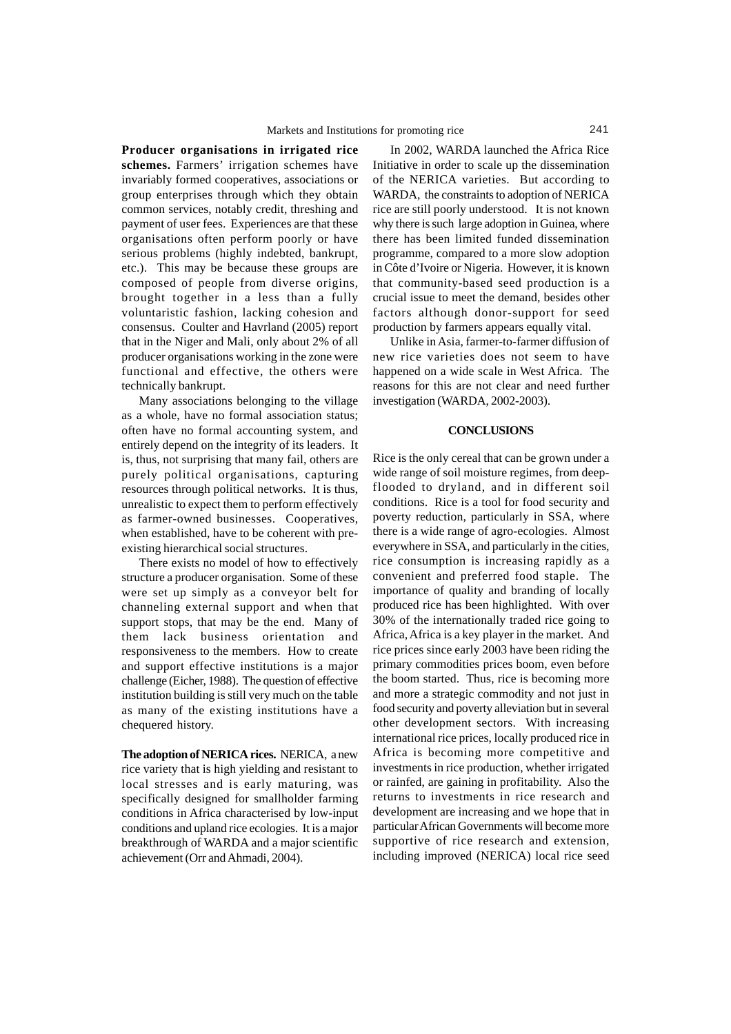**Producer organisations in irrigated rice schemes.** Farmers' irrigation schemes have invariably formed cooperatives, associations or group enterprises through which they obtain common services, notably credit, threshing and payment of user fees. Experiences are that these organisations often perform poorly or have serious problems (highly indebted, bankrupt, etc.). This may be because these groups are composed of people from diverse origins, brought together in a less than a fully voluntaristic fashion, lacking cohesion and consensus. Coulter and Havrland (2005) report that in the Niger and Mali, only about 2% of all producer organisations working in the zone were functional and effective, the others were technically bankrupt.

Many associations belonging to the village as a whole, have no formal association status; often have no formal accounting system, and entirely depend on the integrity of its leaders. It is, thus, not surprising that many fail, others are purely political organisations, capturing resources through political networks. It is thus, unrealistic to expect them to perform effectively as farmer-owned businesses. Cooperatives, when established, have to be coherent with pre-existing hierarchical social structures.

There exists no model of how to effectively structure a producer organisation. Some of these were set up simply as a conveyor belt for channeling external support and when that support stops, that may be the end. Many of them lack business orientation and responsiveness to the members. How to create and support effective institutions is a major challenge (Eicher, 1988). The question of effective institution building is still very much on the table as many of the existing institutions have a chequered history.

**The adoption of NERICA rices.** NERICA, a new rice variety that is high yielding and resistant to local stresses and is early maturing, was specifically designed for smallholder farming conditions in Africa characterised by low-input conditions and upland rice ecologies. It is a major breakthrough of WARDA and a major scientific achievement (Orr and Ahmadi, 2004).

In 2002, WARDA launched the Africa Rice Initiative in order to scale up the dissemination of the NERICA varieties. But according to WARDA, the constraints to adoption of NERICA rice are still poorly understood. It is not known why there is such large adoption in Guinea, where there has been limited funded dissemination programme, compared to a more slow adoption in Côte d'Ivoire or Nigeria. However, it is known that community-based seed production is a crucial issue to meet the demand, besides other factors although donor-support for seed production by farmers appears equally vital.

Unlike in Asia, farmer-to-farmer diffusion of new rice varieties does not seem to have happened on a wide scale in West Africa. The reasons for this are not clear and need further investigation (WARDA, 2002-2003).

## CONCLUSIONS

Rice is the only cereal that can be grown under a wide range of soil moisture regimes, from deep-flooded to dryland, and in different soil conditions. Rice is a tool for food security and poverty reduction, particularly in SSA, where there is a wide range of agro-ecologies. Almost everywhere in SSA, and particularly in the cities, rice consumption is increasing rapidly as a convenient and preferred food staple. The importance of quality and branding of locally produced rice has been highlighted. With over 30% of the internationally traded rice going to Africa, Africa is a key player in the market. And rice prices since early 2003 have been riding the primary commodities prices boom, even before the boom started. Thus, rice is becoming more and more a strategic commodity and not just in food security and poverty alleviation but in several other development sectors. With increasing international rice prices, locally produced rice in Africa is becoming more competitive and investments in rice production, whether irrigated or rainfed, are gaining in profitability. Also the returns to investments in rice research and development are increasing and we hope that in particular African Governments will become more supportive of rice research and extension, including improved (NERICA) local rice seed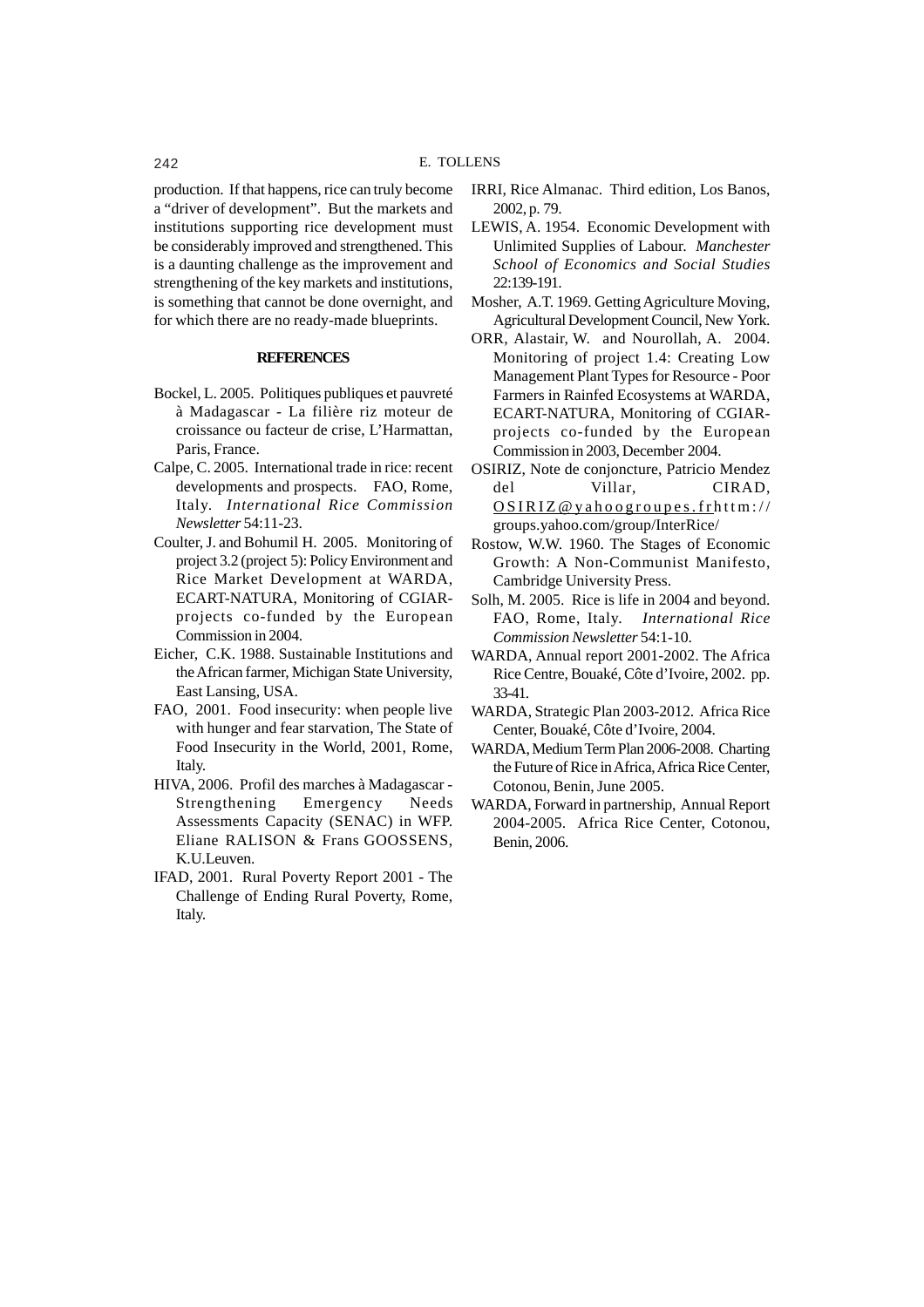production. If that happens, rice can truly become a "driver of development". But the markets and institutions supporting rice development must be considerably improved and strengthened. This is a daunting challenge as the improvement and strengthening of the key markets and institutions, is something that cannot be done overnight, and for which there are no ready-made blueprints.

## REFERENCES

Bockel, L. 2005. Politiques publiques et pauvreté à Madagascar - La filière riz moteur de croissance ou facteur de crise, L'Harmattan, Paris, France.

Calpe, C. 2005. International trade in rice: recent developments and prospects. FAO, Rome, Italy. *International Rice Commission Newsletter* 54:11-23.

Coulter, J. and Bohumil H. 2005. Monitoring of project 3.2 (project 5): Policy Environment and Rice Market Development at WARDA, ECART-NATURA, Monitoring of CGIAR-projects co-funded by the European Commission in 2004.

Eicher, C.K. 1988. Sustainable Institutions and the African farmer, Michigan State University, East Lansing, USA.

FAO, 2001. Food insecurity: when people live with hunger and fear starvation, The State of Food Insecurity in the World, 2001, Rome, Italy.

HIVA, 2006. Profil des marches à Madagascar - Strengthening Emergency Needs Assessments Capacity (SENAC) in WFP. Eliane RALISON & Frans GOOSSENS, K.U.Leuven.

IFAD, 2001. Rural Poverty Report 2001 - The Challenge of Ending Rural Poverty, Rome, Italy.

IRRI, Rice Almanac. Third edition, Los Banos, 2002, p. 79.

LEWIS, A. 1954. Economic Development with Unlimited Supplies of Labour. *Manchester School of Economics and Social Studies* 22:139-191.

Mosher, A.T. 1969. Getting Agriculture Moving, Agricultural Development Council, New York.

ORR, Alastair, W. and Nourollah, A. 2004. Monitoring of project 1.4: Creating Low Management Plant Types for Resource - Poor Farmers in Rainfed Ecosystems at WARDA, ECART-NATURA, Monitoring of CGIAR-projects co-funded by the European Commission in 2003, December 2004.

OSIRIZ, Note de conjoncture, Patricio Mendez del Villar, CIRAD, OSIRIZ@yahoogroupes.frhttm://groups.yahoo.com/group/InterRice/

Rostow, W.W. 1960. The Stages of Economic Growth: A Non-Communist Manifesto, Cambridge University Press.

Solh, M. 2005. Rice is life in 2004 and beyond. FAO, Rome, Italy. *International Rice Commission Newsletter* 54:1-10.

WARDA, Annual report 2001-2002. The Africa Rice Centre, Bouaké, Côte d'Ivoire, 2002. pp. 33-41.

WARDA, Strategic Plan 2003-2012. Africa Rice Center, Bouaké, Côte d'Ivoire, 2004.

WARDA, Medium Term Plan 2006-2008. Charting the Future of Rice in Africa, Africa Rice Center, Cotonou, Benin, June 2005.

WARDA, Forward in partnership, Annual Report 2004-2005. Africa Rice Center, Cotonou, Benin, 2006.